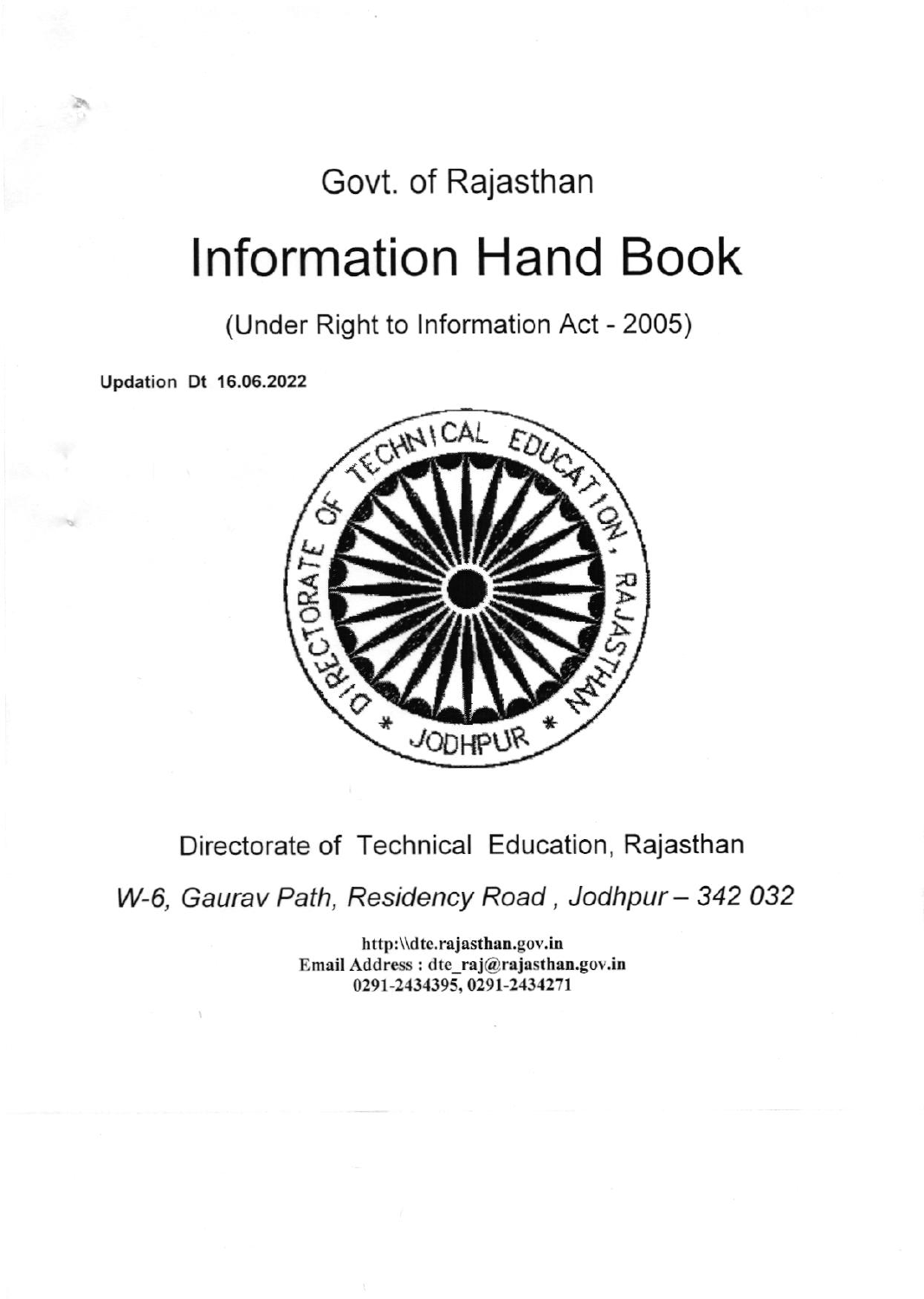Govt. of Rajasthan

# Information Hand Book

(Under Right to Information Act - 2005)

**Updation Dt 16.06.2022**

Directorate of Technical Education, Rajasthan

*W-6, Gaurav Path, Residency Road , Jodhpur – 342 032*

**http:\\dte.rajasthan.gov.in**
**Email Address : dte_raj@rajasthan.gov.in**
**0291-2434395, 0291-2434271**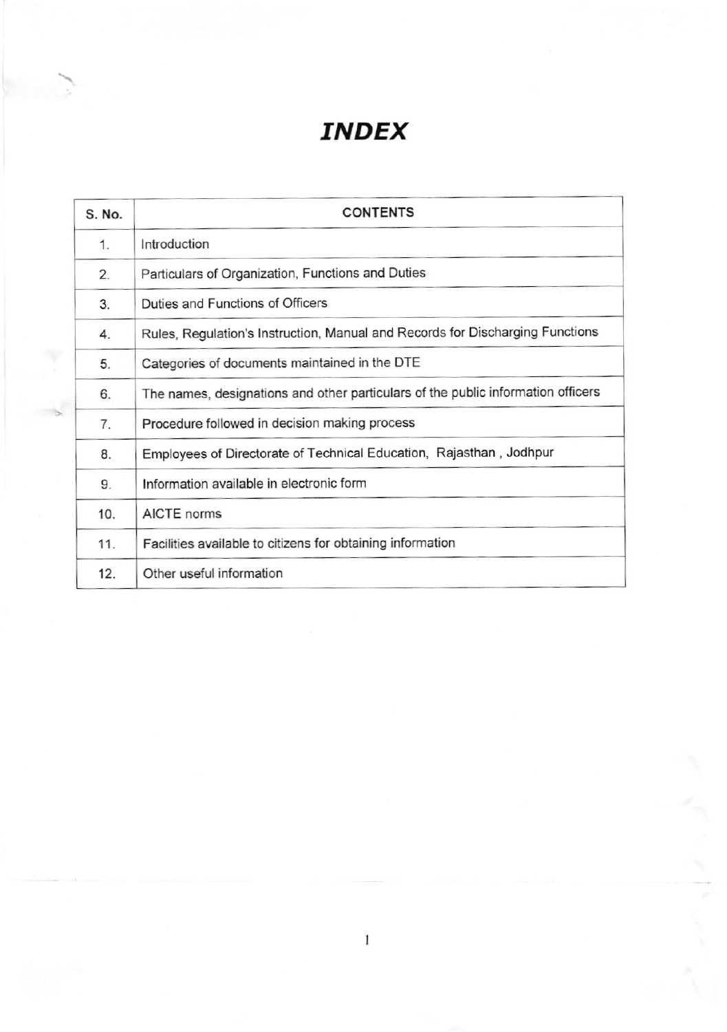# *INDEX*

| S. No. | CONTENTS |
|---|---|
| 1. | Introduction |
| 2. | Particulars of Organization, Functions and Duties |
| 3. | Duties and Functions of Officers |
| 4. | Rules, Regulation's Instruction, Manual and Records for Discharging Functions |
| 5. | Categories of documents maintained in the DTE |
| 6. | The names, designations and other particulars of the public information officers |
| 7. | Procedure followed in decision making process |
| 8. | Employees of Directorate of Technical Education, Rajasthan , Jodhpur |
| 9. | Information available in electronic form |
| 10. | AICTE norms |
| 11. | Facilities available to citizens for obtaining information |
| 12. | Other useful information |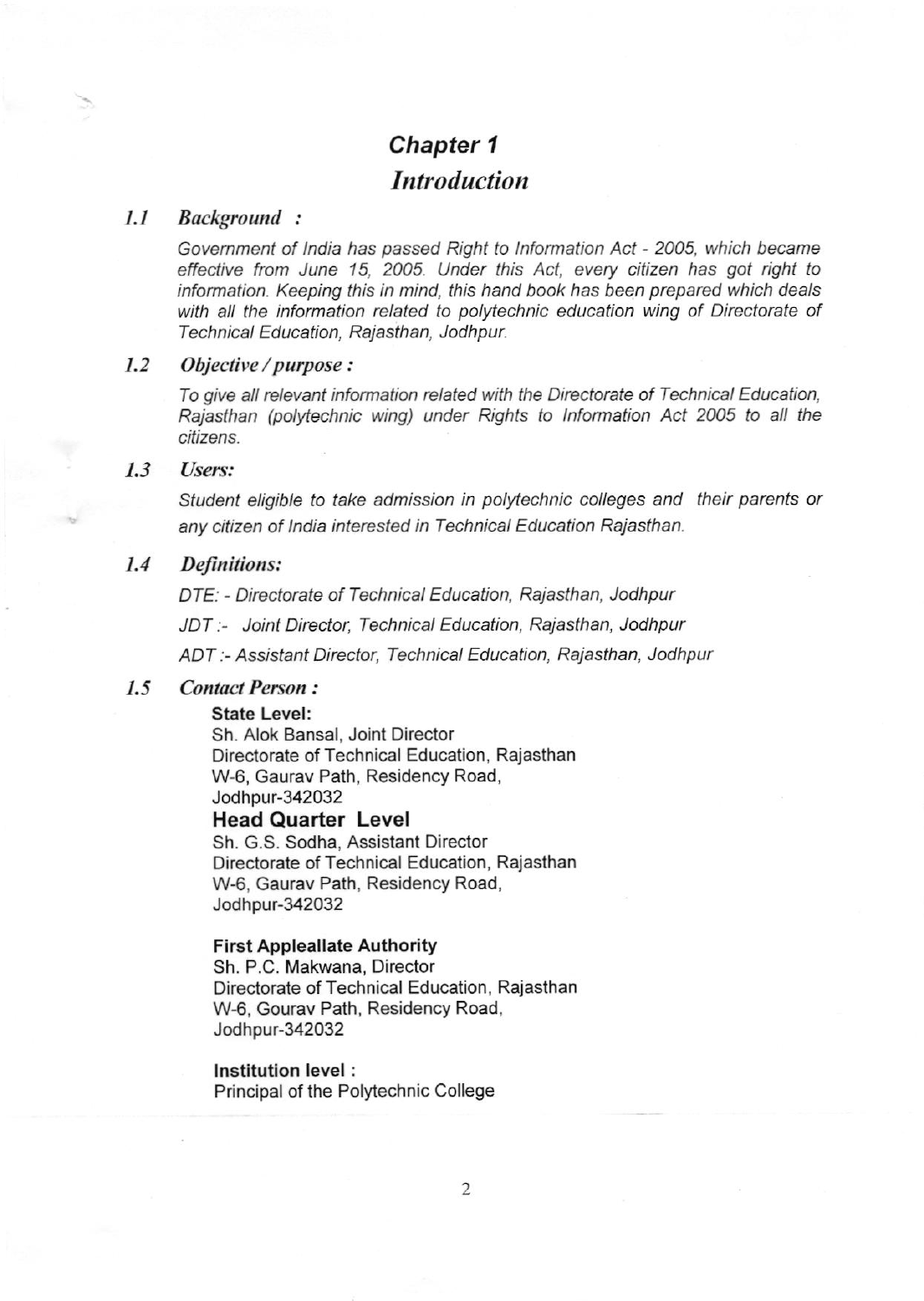# Chapter 1

## *Introduction*

### 1.1 *Background :*

*Government of India has passed Right to Information Act - 2005, which became effective from June 15, 2005. Under this Act, every citizen has got right to information. Keeping this in mind, this hand book has been prepared which deals with all the information related to polytechnic education wing of Directorate of Technical Education, Rajasthan, Jodhpur.*

### 1.2 *Objective / purpose :*

*To give all relevant information related with the Directorate of Technical Education, Rajasthan (polytechnic wing) under Rights to Information Act 2005 to all the citizens.*

### 1.3 *Users:*

*Student eligible to take admission in polytechnic colleges and their parents or any citizen of India interested in Technical Education Rajasthan.*

### 1.4 *Definitions:*

*DTE: - Directorate of Technical Education, Rajasthan, Jodhpur*

*JDT :- Joint Director, Technical Education, Rajasthan, Jodhpur*

*ADT :- Assistant Director, Technical Education, Rajasthan, Jodhpur*

### 1.5 *Contact Person :*

**State Level:**
Sh. Alok Bansal, Joint Director
Directorate of Technical Education, Rajasthan
W-6, Gaurav Path, Residency Road,
Jodhpur-342032

**Head Quarter Level**
Sh. G.S. Sodha, Assistant Director
Directorate of Technical Education, Rajasthan
W-6, Gaurav Path, Residency Road,
Jodhpur-342032

**First Appleallate Authority**
Sh. P.C. Makwana, Director
Directorate of Technical Education, Rajasthan
W-6, Gourav Path, Residency Road,
Jodhpur-342032

**Institution level :**
Principal of the Polytechnic College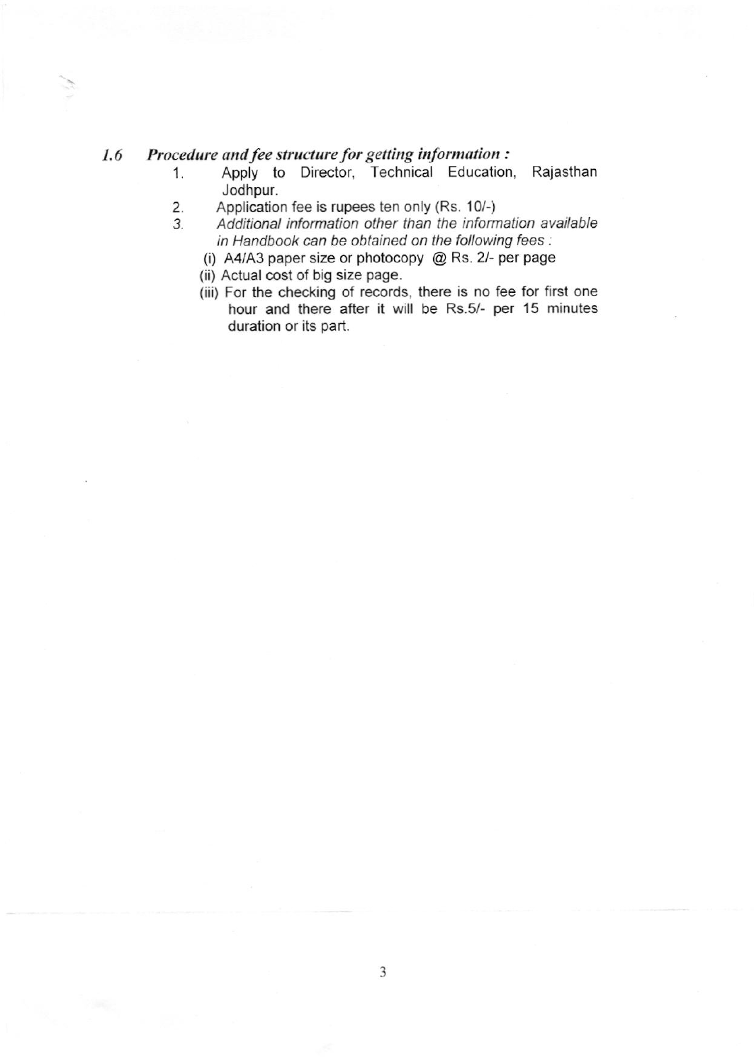### *1.6 Procedure and fee structure for getting information :*

1. Apply to Director, Technical Education, Rajasthan Jodhpur.
2. Application fee is rupees ten only (Rs. 10/-)
3. *Additional information other than the information available in Handbook can be obtained on the following fees :*
   - (i) A4/A3 paper size or photocopy @ Rs. 2/- per page
   - (ii) Actual cost of big size page.
   - (iii) For the checking of records, there is no fee for first one hour and there after it will be Rs.5/- per 15 minutes duration or its part.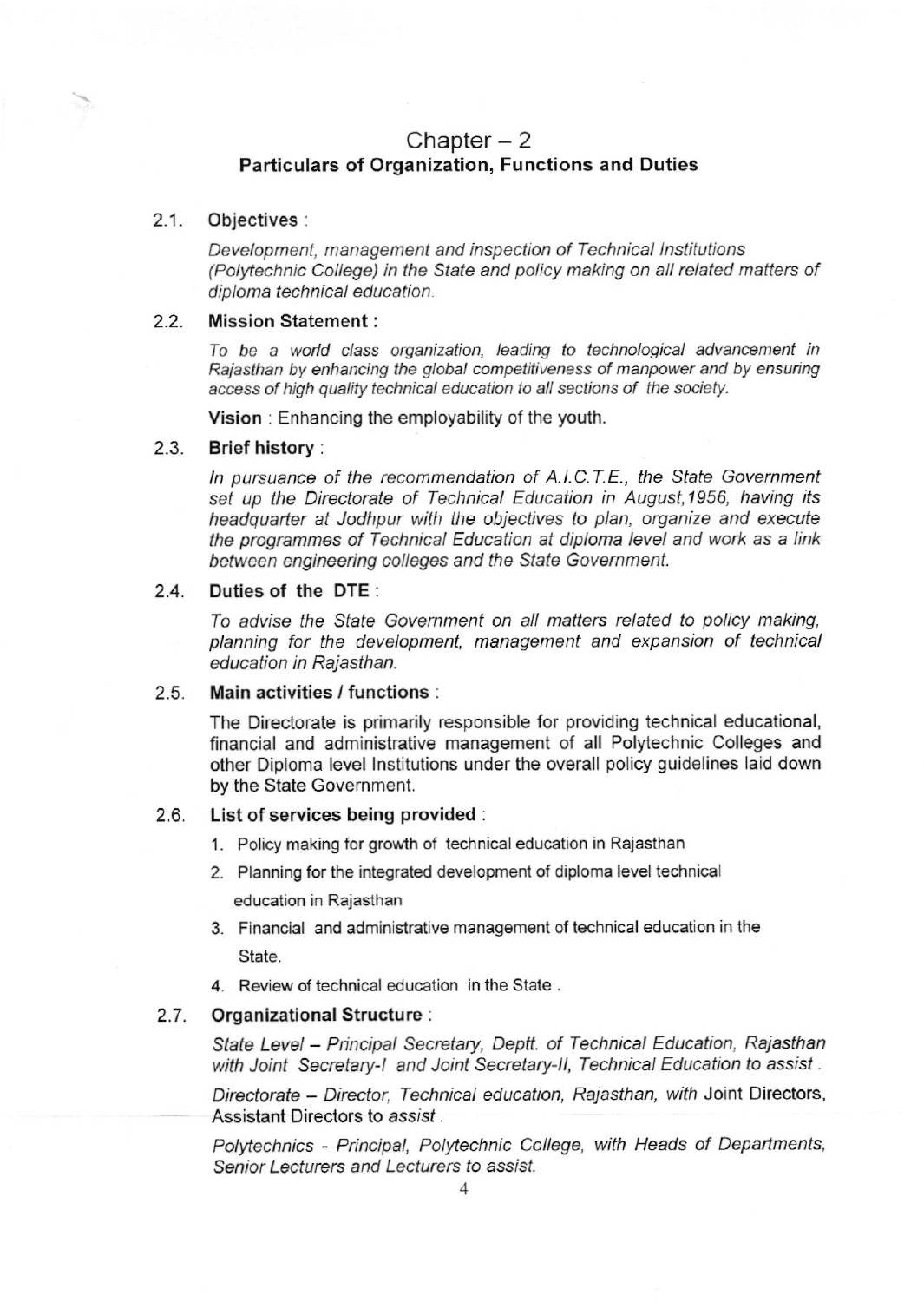# Chapter – 2
## Particulars of Organization, Functions and Duties

### 2.1. Objectives :

*Development, management and inspection of Technical Institutions (Polytechnic College) in the State and policy making on all related matters of diploma technical education.*

### 2.2. Mission Statement :

*To be a world class organization, leading to technological advancement in Rajasthan by enhancing the global competitiveness of manpower and by ensuring access of high quality technical education to all sections of the society.*

**Vision** : Enhancing the employability of the youth.

### 2.3. Brief history :

*In pursuance of the recommendation of A.I.C.T.E., the State Government set up the Directorate of Technical Education in August,1956, having its headquarter at Jodhpur with the objectives to plan, organize and execute the programmes of Technical Education at diploma level and work as a link between engineering colleges and the State Government.*

### 2.4. Duties of the DTE :

*To advise the State Government on all matters related to policy making, planning for the development, management and expansion of technical education in Rajasthan.*

### 2.5. Main activities / functions :

The Directorate is primarily responsible for providing technical educational, financial and administrative management of all Polytechnic Colleges and other Diploma level Institutions under the overall policy guidelines laid down by the State Government.

### 2.6. List of services being provided :

1. Policy making for growth of technical education in Rajasthan
2. Planning for the integrated development of diploma level technical education in Rajasthan
3. Financial and administrative management of technical education in the State.
4. Review of technical education in the State .

### 2.7. Organizational Structure :

*State Level – Principal Secretary, Deptt. of Technical Education, Rajasthan with Joint Secretary-I and Joint Secretary-II, Technical Education to assist .*

*Directorate – Director, Technical education, Rajasthan, with* Joint Directors, Assistant Directors to *assist .*

*Polytechnics - Principal, Polytechnic College, with Heads of Departments, Senior Lecturers and Lecturers to assist.*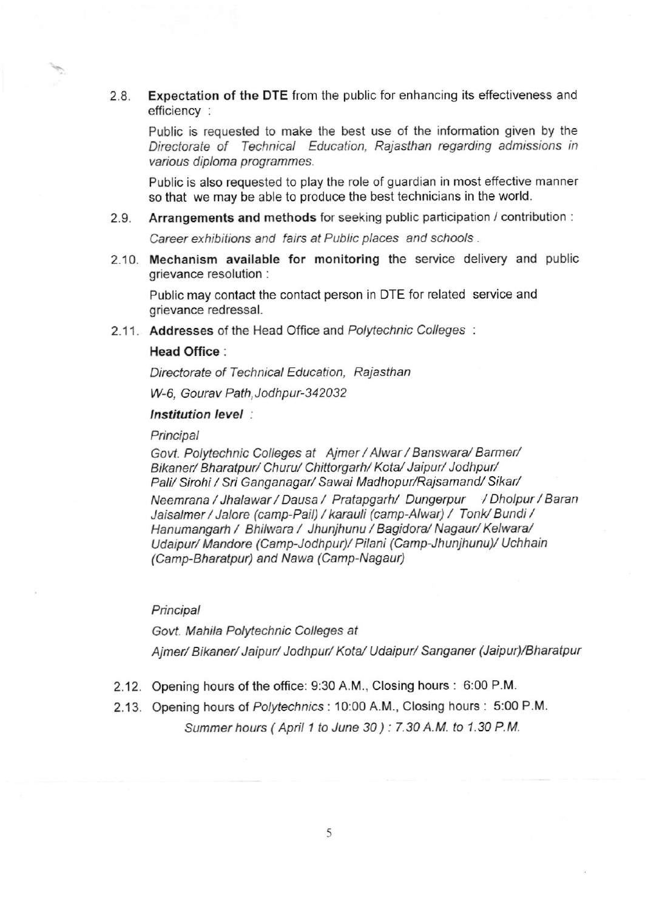2.8. **Expectation of the DTE** from the public for enhancing its effectiveness and efficiency :

Public is requested to make the best use of the information given by the *Directorate of Technical Education, Rajasthan regarding admissions in various diploma programmes.*

Public is also requested to play the role of guardian in most effective manner so that we may be able to produce the best technicians in the world.

2.9. **Arrangements and methods** for seeking public participation / contribution :

*Career exhibitions and fairs at Public places and schools .*

2.10. **Mechanism available for monitoring** the service delivery and public grievance resolution :

Public may contact the contact person in DTE for related service and grievance redressal.

2.11. **Addresses** of the Head Office and *Polytechnic Colleges* :

**Head Office** :

*Directorate of Technical Education, Rajasthan*

*W-6, Gourav Path, Jodhpur-342032*

***Institution level*** :

*Principal*

*Govt. Polytechnic Colleges at Ajmer / Alwar / Banswara/ Barmer/ Bikaner/ Bharatpur/ Churu/ Chittorgarh/ Kota/ Jaipur/ Jodhpur/ Pali/ Sirohi / Sri Ganganagar/ Sawai Madhopur/Rajsamand/ Sikar/ Neemrana / Jhalawar / Dausa / Pratapgarh/ Dungerpur / Dholpur / Baran Jaisalmer / Jalore (camp-Pail) / karauli (camp-Alwar) / Tonk/ Bundi / Hanumangarh / Bhilwara / Jhunjhunu / Bagidora/ Nagaur/ Kelwara/ Udaipur/ Mandore (Camp-Jodhpur)/ Pilani (Camp-Jhunjhunu)/ Uchhain (Camp-Bharatpur) and Nawa (Camp-Nagaur)*

*Principal*

*Govt. Mahila Polytechnic Colleges at*

*Ajmer/ Bikaner/ Jaipur/ Jodhpur/ Kota/ Udaipur/ Sanganer (Jaipur)/Bharatpur*

2.12. Opening hours of the office: 9:30 A.M., Closing hours : 6:00 P.M.

2.13. Opening hours of *Polytechnics* : 10:00 A.M., Closing hours : 5:00 P.M.

*Summer hours ( April 1 to June 30 ) : 7.30 A.M. to 1.30 P.M.*